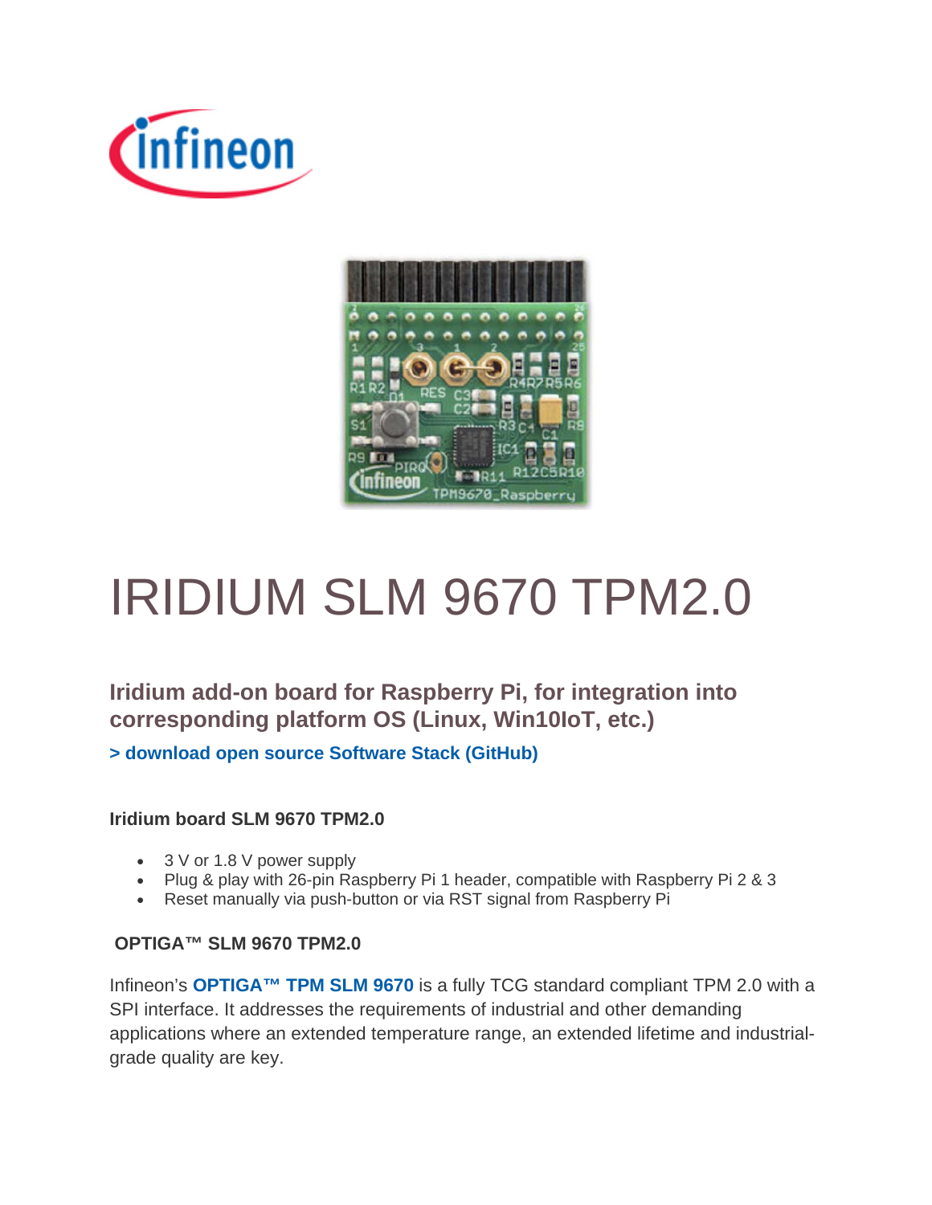# IRIDIUM SLM 9670 TPM2.0

## Iridium add-on board for Raspberry Pi, for integration into corresponding platform OS (Linux, Win10IoT, etc.)

**> download open source Software Stack (GitHub)**

### Iridium board SLM 9670 TPM2.0

- 3 V or 1.8 V power supply
- Plug & play with 26-pin Raspberry Pi 1 header, compatible with Raspberry Pi 2 & 3
- Reset manually via push-button or via RST signal from Raspberry Pi

### OPTIGA™ SLM 9670 TPM2.0

Infineon's **OPTIGA™ TPM SLM 9670** is a fully TCG standard compliant TPM 2.0 with a SPI interface. It addresses the requirements of industrial and other demanding applications where an extended temperature range, an extended lifetime and industrial-grade quality are key.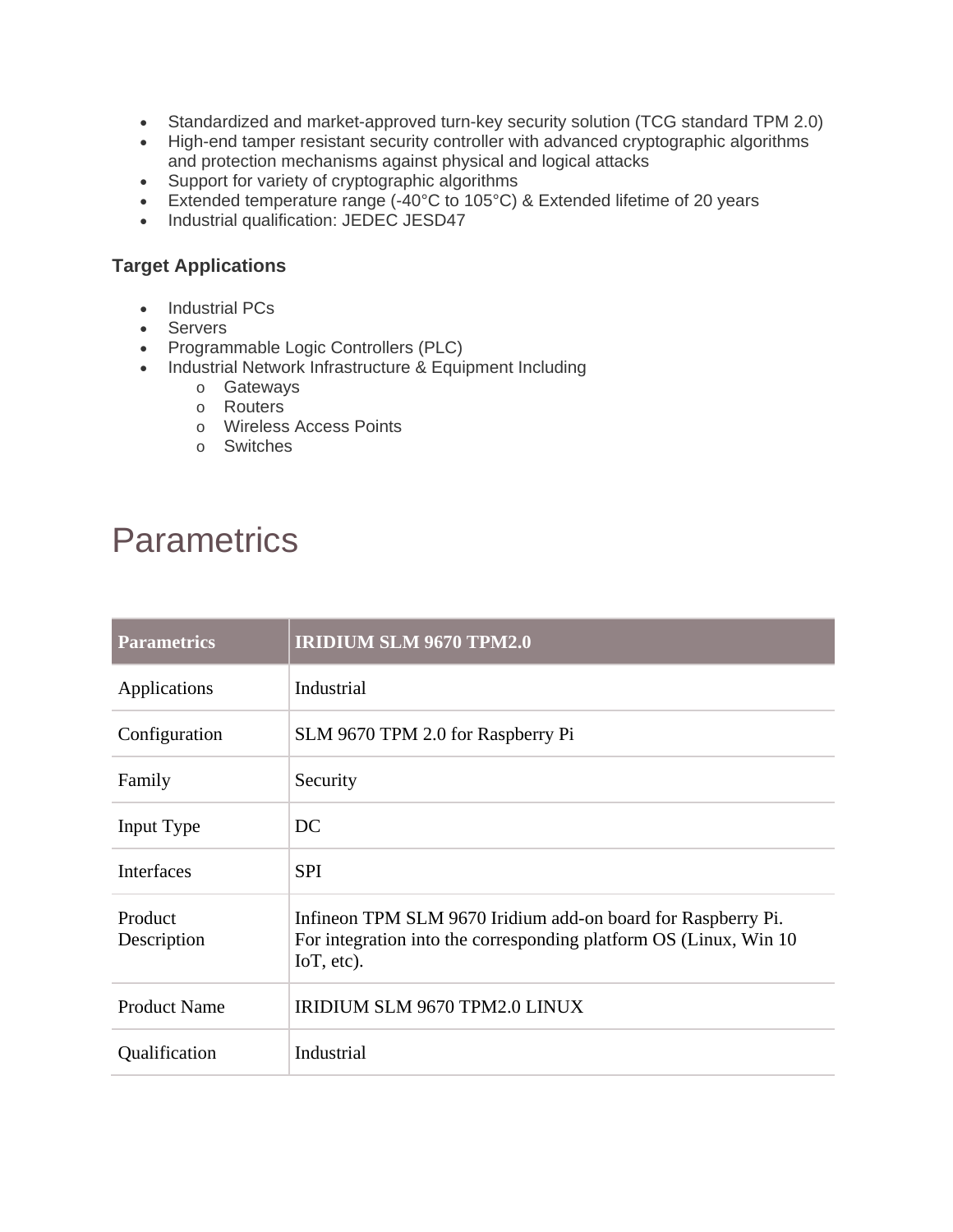- Standardized and market-approved turn-key security solution (TCG standard TPM 2.0)
- High-end tamper resistant security controller with advanced cryptographic algorithms and protection mechanisms against physical and logical attacks
- Support for variety of cryptographic algorithms
- Extended temperature range (-40°C to 105°C) & Extended lifetime of 20 years
- Industrial qualification: JEDEC JESD47

### Target Applications

- Industrial PCs
- Servers
- Programmable Logic Controllers (PLC)
- Industrial Network Infrastructure & Equipment Including
  - Gateways
  - Routers
  - Wireless Access Points
  - Switches

# Parametrics

| Parametrics | IRIDIUM SLM 9670 TPM2.0 |
| --- | --- |
| Applications | Industrial |
| Configuration | SLM 9670 TPM 2.0 for Raspberry Pi |
| Family | Security |
| Input Type | DC |
| Interfaces | SPI |
| Product Description | Infineon TPM SLM 9670 Iridium add-on board for Raspberry Pi. For integration into the corresponding platform OS (Linux, Win 10 IoT, etc). |
| Product Name | IRIDIUM SLM 9670 TPM2.0 LINUX |
| Qualification | Industrial |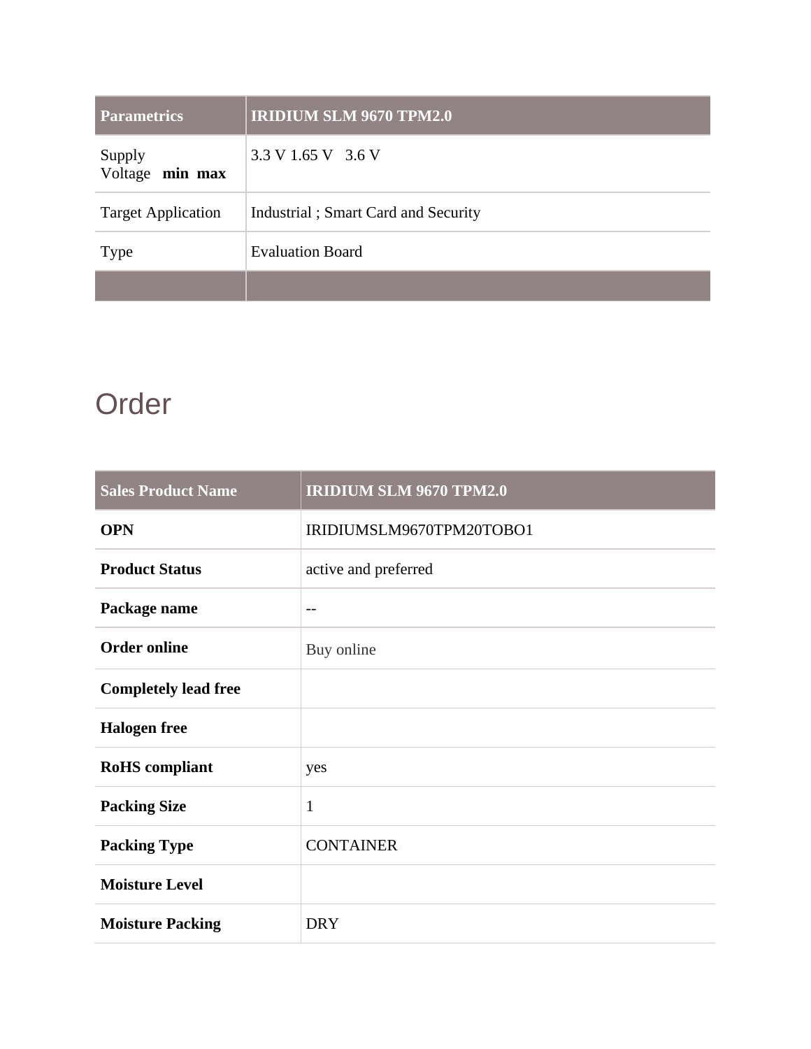| Parametrics | IRIDIUM SLM 9670 TPM2.0 |
| --- | --- |
| Supply Voltage **min max** | 3.3 V 1.65 V 3.6 V |
| Target Application | Industrial ; Smart Card and Security |
| Type | Evaluation Board |
| | |

# Order

| Sales Product Name | IRIDIUM SLM 9670 TPM2.0 |
| --- | --- |
| **OPN** | IRIDIUMSLM9670TPM20TOBO1 |
| **Product Status** | active and preferred |
| **Package name** | -- |
| **Order online** | Buy online |
| **Completely lead free** | |
| **Halogen free** | |
| **RoHS compliant** | yes |
| **Packing Size** | 1 |
| **Packing Type** | CONTAINER |
| **Moisture Level** | |
| **Moisture Packing** | DRY |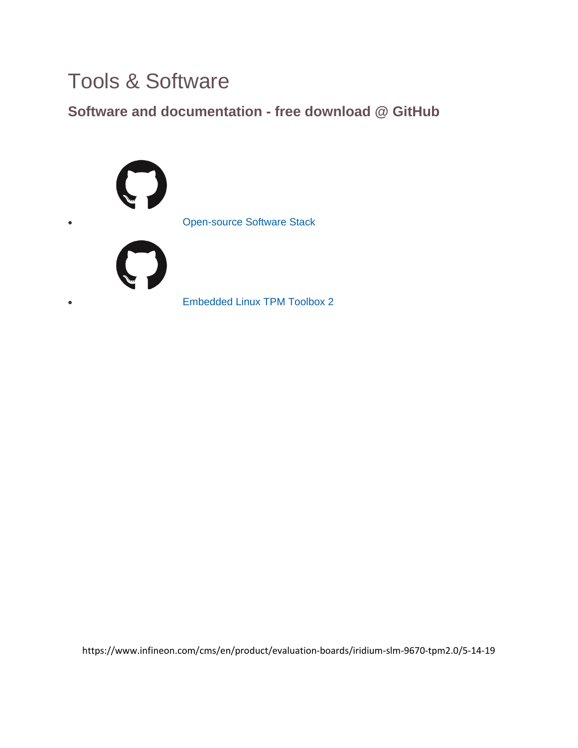# Tools & Software

## Software and documentation - free download @ GitHub

- Open-source Software Stack
- Embedded Linux TPM Toolbox 2

https://www.infineon.com/cms/en/product/evaluation-boards/iridium-slm-9670-tpm2.0/5-14-19